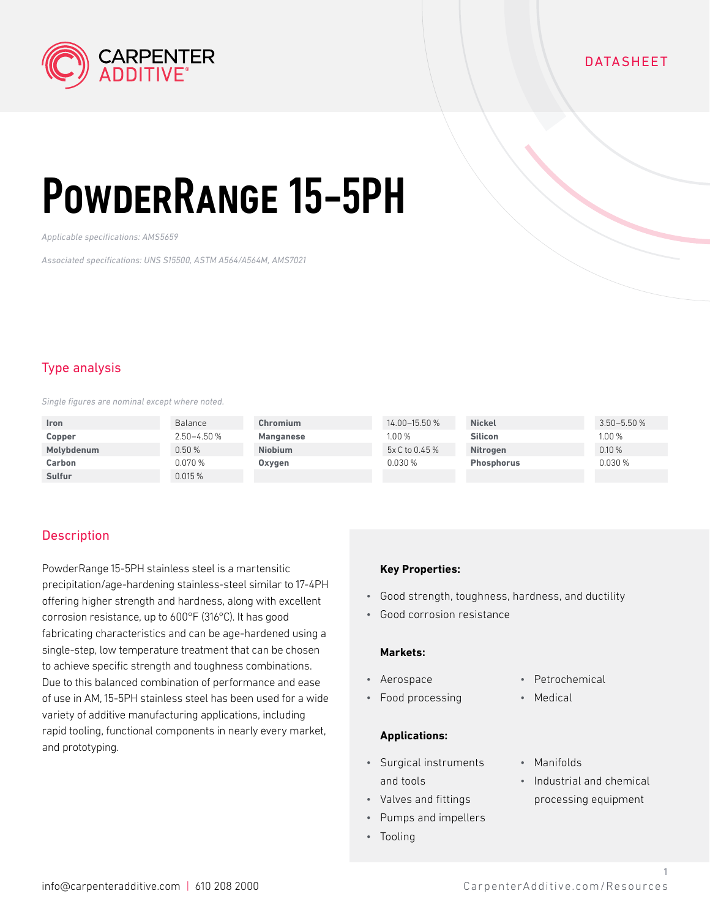DATASHEET

# PowderRange 15-5PH

*Applicable specifications: AMS5659*

*Associated specifications: UNS S15500, ASTM A564/A564M, AMS7021*

## Type analysis

*Single figures are nominal except where noted.*

| | | | | | |
|---|---|---|---|---|---|
| **Iron** | Balance | **Chromium** | 14.00–15.50 % | **Nickel** | 3.50–5.50 % |
| **Copper** | 2.50–4.50 % | **Manganese** | 1.00 % | **Silicon** | 1.00 % |
| **Molybdenum** | 0.50 % | **Niobium** | 5x C to 0.45 % | **Nitrogen** | 0.10 % |
| **Carbon** | 0.070 % | **Oxygen** | 0.030 % | **Phosphorus** | 0.030 % |
| **Sulfur** | 0.015 % | | | | |

## Description

PowderRange 15-5PH stainless steel is a martensitic precipitation/age-hardening stainless-steel similar to 17-4PH offering higher strength and hardness, along with excellent corrosion resistance, up to 600°F (316°C). It has good fabricating characteristics and can be age-hardened using a single-step, low temperature treatment that can be chosen to achieve specific strength and toughness combinations. Due to this balanced combination of performance and ease of use in AM, 15-5PH stainless steel has been used for a wide variety of additive manufacturing applications, including rapid tooling, functional components in nearly every market, and prototyping.

**Key Properties:**

- Good strength, toughness, hardness, and ductility
- Good corrosion resistance

**Markets:**

- Aerospace
- Food processing
- Petrochemical
- Medical

**Applications:**

- Surgical instruments and tools
- Valves and fittings
- Pumps and impellers
- Tooling
- Manifolds
- Industrial and chemical processing equipment

info@carpenteradditive.com | 610 208 2000

CarpenterAdditive.com/Resources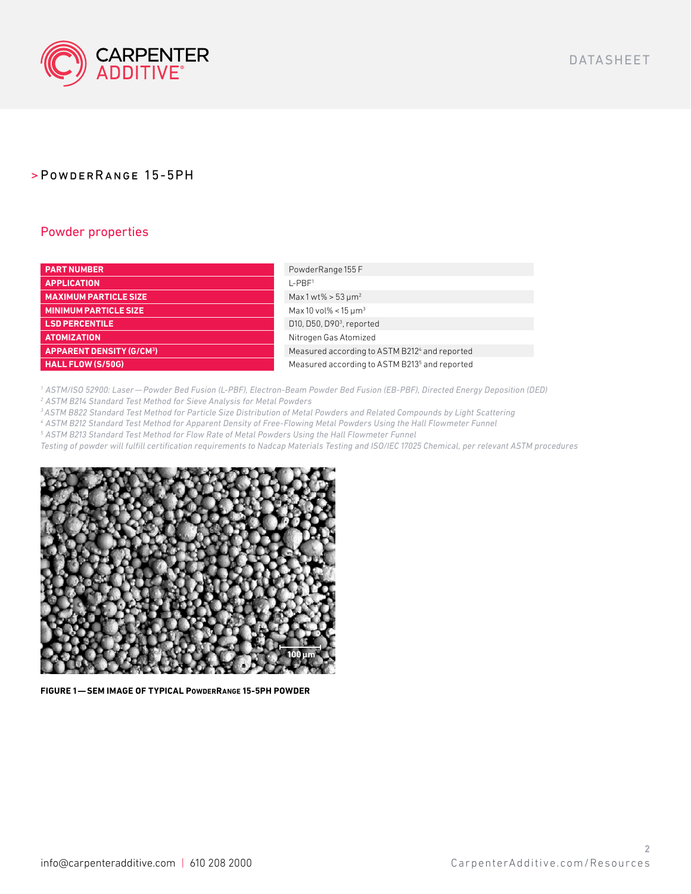# > PowderRange 15-5PH

## Powder properties

| | |
|---|---|
| **PART NUMBER** | PowderRange 155 F |
| **APPLICATION** | L-PBF[1] |
| **MAXIMUM PARTICLE SIZE** | Max 1 wt% > 53 µm[2] |
| **MINIMUM PARTICLE SIZE** | Max 10 vol% < 15 µm[3] |
| **LSD PERCENTILE** | D10, D50, D90[3], reported |
| **ATOMIZATION** | Nitrogen Gas Atomized |
| **APPARENT DENSITY (G/CM³)** | Measured according to ASTM B212[4] and reported |
| **HALL FLOW (S/50G)** | Measured according to ASTM B213[5] and reported |

*[1] ASTM/ISO 52900: Laser — Powder Bed Fusion (L-PBF), Electron-Beam Powder Bed Fusion (EB-PBF), Directed Energy Deposition (DED)*
*[2] ASTM B214 Standard Test Method for Sieve Analysis for Metal Powders*
*[3] ASTM B822 Standard Test Method for Particle Size Distribution of Metal Powders and Related Compounds by Light Scattering*
*[4] ASTM B212 Standard Test Method for Apparent Density of Free-Flowing Metal Powders Using the Hall Flowmeter Funnel*
*[5] ASTM B213 Standard Test Method for Flow Rate of Metal Powders Using the Hall Flowmeter Funnel*
*Testing of powder will fulfill certification requirements to Nadcap Materials Testing and ISO/IEC 17025 Chemical, per relevant ASTM procedures*

**FIGURE 1 — SEM IMAGE OF TYPICAL POWDERRANGE 15-5PH POWDER**

info@carpenteradditive.com | 610 208 2000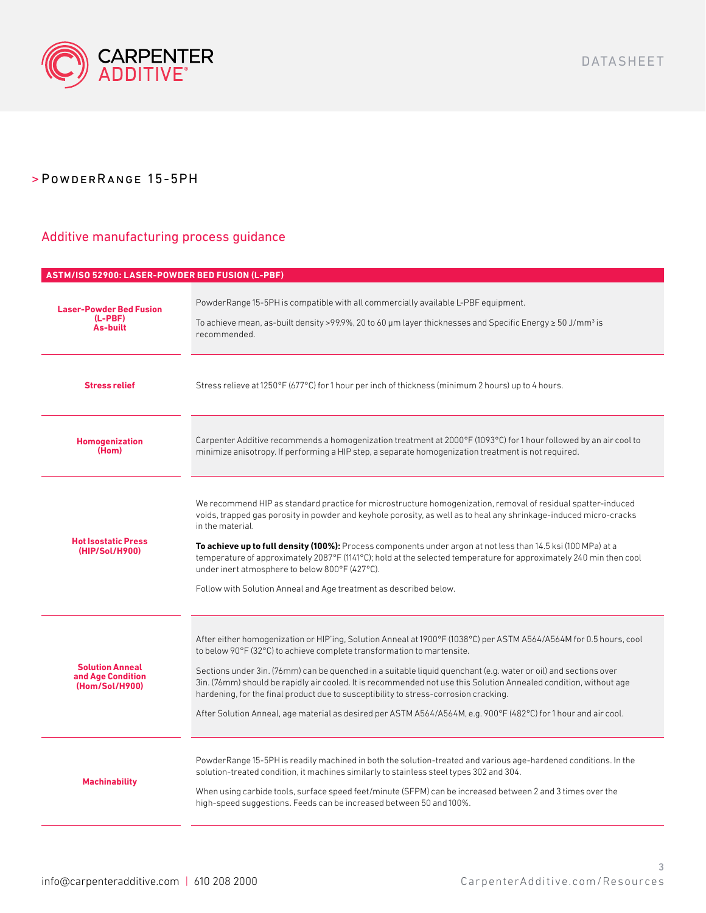## > PowderRange 15-5PH

### Additive manufacturing process guidance

| ASTM/ISO 52900: LASER-POWDER BED FUSION (L-PBF) | |
|---|---|
| **Laser-Powder Bed Fusion (L-PBF) As-built** | PowderRange 15-5PH is compatible with all commercially available L-PBF equipment.<br><br>To achieve mean, as-built density >99.9%, 20 to 60 µm layer thicknesses and Specific Energy ≥ 50 J/mm³ is recommended. |
| **Stress relief** | Stress relieve at 1250°F (677°C) for 1 hour per inch of thickness (minimum 2 hours) up to 4 hours. |
| **Homogenization (Hom)** | Carpenter Additive recommends a homogenization treatment at 2000°F (1093°C) for 1 hour followed by an air cool to minimize anisotropy. If performing a HIP step, a separate homogenization treatment is not required. |
| **Hot Isostatic Press (HIP/Sol/H900)** | We recommend HIP as standard practice for microstructure homogenization, removal of residual spatter-induced voids, trapped gas porosity in powder and keyhole porosity, as well as to heal any shrinkage-induced micro-cracks in the material.<br><br>**To achieve up to full density (100%):** Process components under argon at not less than 14.5 ksi (100 MPa) at a temperature of approximately 2087°F (1141°C); hold at the selected temperature for approximately 240 min then cool under inert atmosphere to below 800°F (427°C).<br><br>Follow with Solution Anneal and Age treatment as described below. |
| **Solution Anneal and Age Condition (Hom/Sol/H900)** | After either homogenization or HIP'ing, Solution Anneal at 1900°F (1038°C) per ASTM A564/A564M for 0.5 hours, cool to below 90°F (32°C) to achieve complete transformation to martensite.<br><br>Sections under 3in. (76mm) can be quenched in a suitable liquid quenchant (e.g. water or oil) and sections over 3in. (76mm) should be rapidly air cooled. It is recommended not use this Solution Annealed condition, without age hardening, for the final product due to susceptibility to stress-corrosion cracking.<br><br>After Solution Anneal, age material as desired per ASTM A564/A564M, e.g. 900°F (482°C) for 1 hour and air cool. |
| **Machinability** | PowderRange 15-5PH is readily machined in both the solution-treated and various age-hardened conditions. In the solution-treated condition, it machines similarly to stainless steel types 302 and 304.<br><br>When using carbide tools, surface speed feet/minute (SFPM) can be increased between 2 and 3 times over the high-speed suggestions. Feeds can be increased between 50 and 100%. |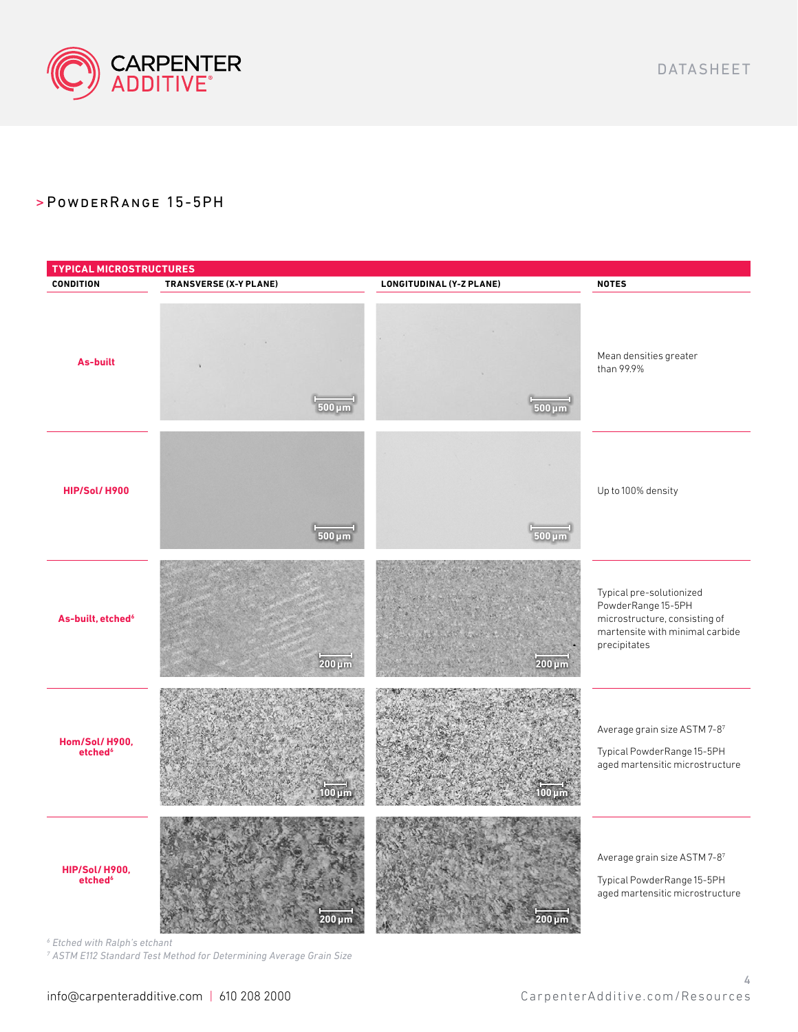## > PowderRange 15-5PH

**TYPICAL MICROSTRUCTURES**

| CONDITION | TRANSVERSE (X-Y PLANE) | LONGITUDINAL (Y-Z PLANE) | NOTES |
|---|---|---|---|
| **As-built** | 500 µm | 500 µm | Mean densities greater than 99.9% |
| **HIP/Sol/ H900** | 500 µm | 500 µm | Up to 100% density |
| **As-built, etched**[6] | 200 µm | 200 µm | Typical pre-solutionized PowderRange 15-5PH microstructure, consisting of martensite with minimal carbide precipitates |
| **Hom/Sol/ H900, etched**[6] | 100 µm | 100 µm | Average grain size ASTM 7-8[7]<br>Typical PowderRange 15-5PH aged martensitic microstructure |
| **HIP/Sol/ H900, etched**[6] | 200 µm | 200 µm | Average grain size ASTM 7-8[7]<br>Typical PowderRange 15-5PH aged martensitic microstructure |

*[6] Etched with Ralph's etchant*
*[7] ASTM E112 Standard Test Method for Determining Average Grain Size*

info@carpenteradditive.com | 610 208 2000

CarpenterAdditive.com/Resources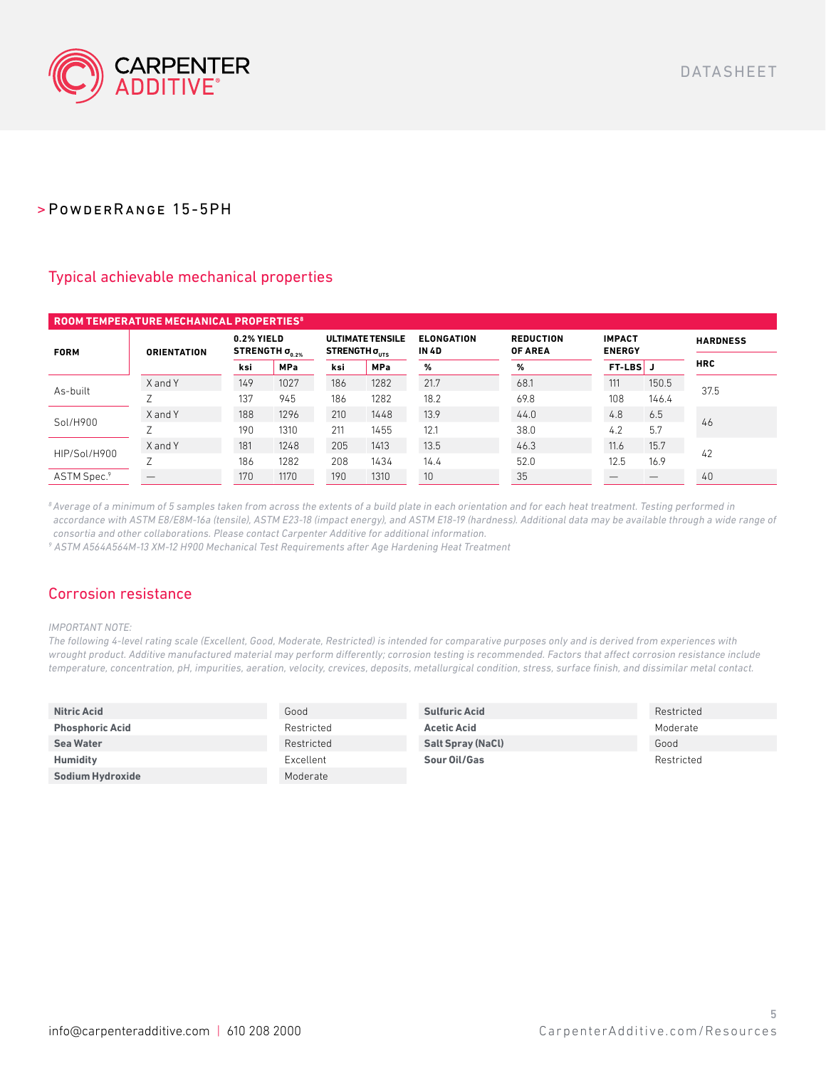> PowderRange 15-5PH

## Typical achievable mechanical properties

| ROOM TEMPERATURE MECHANICAL PROPERTIES[8] | | | | | | | | | | |
|---|---|---|---|---|---|---|---|---|---|---|
| FORM | ORIENTATION | 0.2% YIELD STRENGTH $\sigma_{0.2\%}$ | | ULTIMATE TENSILE STRENGTH $\sigma_{UTS}$ | | ELONGATION IN 4D | REDUCTION OF AREA | IMPACT ENERGY | | HARDNESS |
| | | ksi | MPa | ksi | MPa | % | % | FT-LBS | J | HRC |
| As-built | X and Y | 149 | 1027 | 186 | 1282 | 21.7 | 68.1 | 111 | 150.5 | 37.5 |
| | Z | 137 | 945 | 186 | 1282 | 18.2 | 69.8 | 108 | 146.4 | |
| Sol/H900 | X and Y | 188 | 1296 | 210 | 1448 | 13.9 | 44.0 | 4.8 | 6.5 | 46 |
| | Z | 190 | 1310 | 211 | 1455 | 12.1 | 38.0 | 4.2 | 5.7 | |
| HIP/Sol/H900 | X and Y | 181 | 1248 | 205 | 1413 | 13.5 | 46.3 | 11.6 | 15.7 | 42 |
| | Z | 186 | 1282 | 208 | 1434 | 14.4 | 52.0 | 12.5 | 16.9 | |
| ASTM Spec.[9] | — | 170 | 1170 | 190 | 1310 | 10 | 35 | — | — | 40 |

*[8] Average of a minimum of 5 samples taken from across the extents of a build plate in each orientation and for each heat treatment. Testing performed in accordance with ASTM E8/E8M-16a (tensile), ASTM E23-18 (impact energy), and ASTM E18-19 (hardness). Additional data may be available through a wide range of consortia and other collaborations. Please contact Carpenter Additive for additional information.*

*[9] ASTM A564A564M-13 XM-12 H900 Mechanical Test Requirements after Age Hardening Heat Treatment*

## Corrosion resistance

*IMPORTANT NOTE:*
*The following 4-level rating scale (Excellent, Good, Moderate, Restricted) is intended for comparative purposes only and is derived from experiences with wrought product. Additive manufactured material may perform differently; corrosion testing is recommended. Factors that affect corrosion resistance include temperature, concentration, pH, impurities, aeration, velocity, crevices, deposits, metallurgical condition, stress, surface finish, and dissimilar metal contact.*

| Environment | Rating | Environment | Rating |
|---|---|---|---|
| **Nitric Acid** | Good | **Sulfuric Acid** | Restricted |
| **Phosphoric Acid** | Restricted | **Acetic Acid** | Moderate |
| **Sea Water** | Restricted | **Salt Spray (NaCl)** | Good |
| **Humidity** | Excellent | **Sour Oil/Gas** | Restricted |
| **Sodium Hydroxide** | Moderate | | |

info@carpenteradditive.com | 610 208 2000

CarpenterAdditive.com/Resources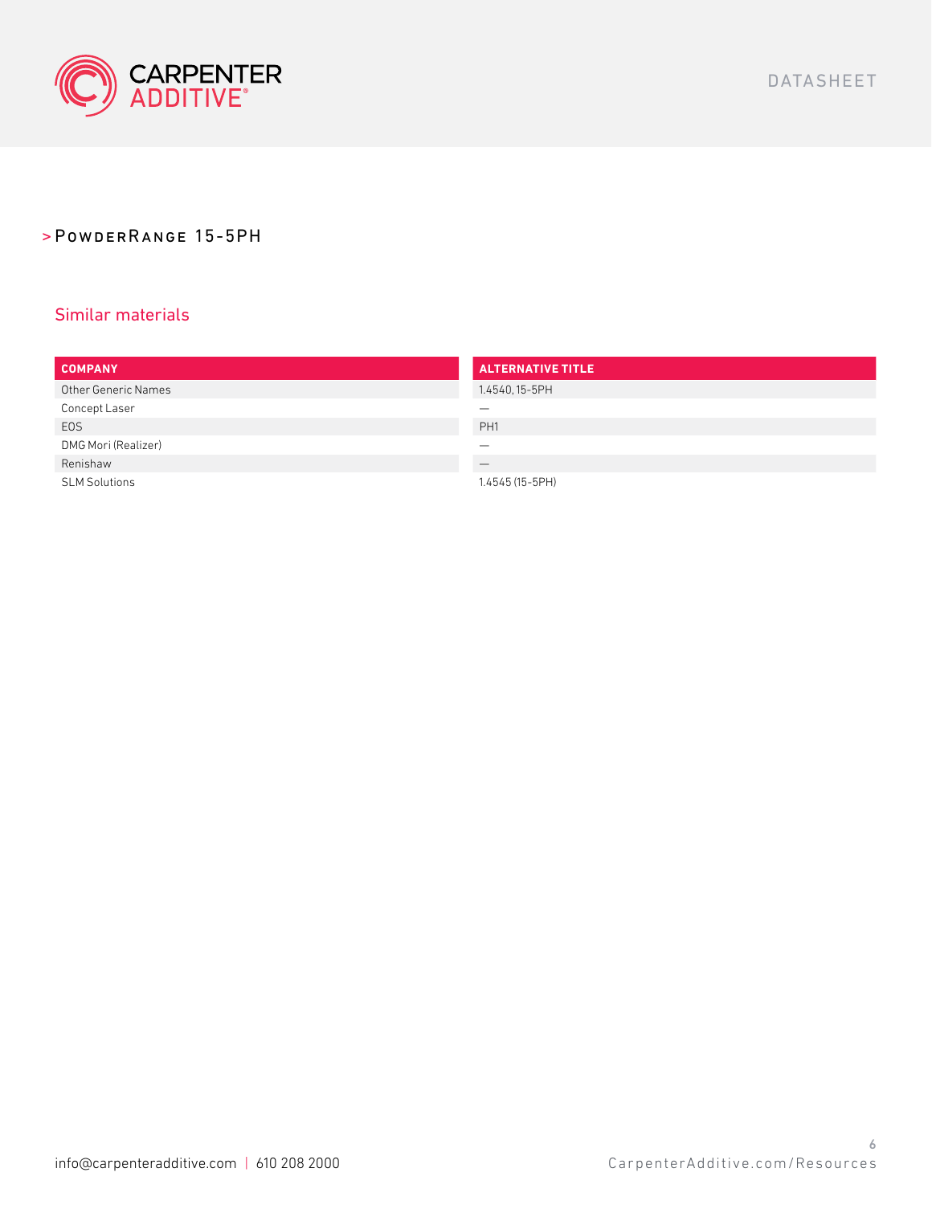> PowderRange 15-5PH

## Similar materials

| COMPANY | ALTERNATIVE TITLE |
|---|---|
| Other Generic Names | 1.4540, 15-5PH |
| Concept Laser | — |
| EOS | PH1 |
| DMG Mori (Realizer) | — |
| Renishaw | — |
| SLM Solutions | 1.4545 (15-5PH) |

info@carpenteradditive.com | 610 208 2000

CarpenterAdditive.com/Resources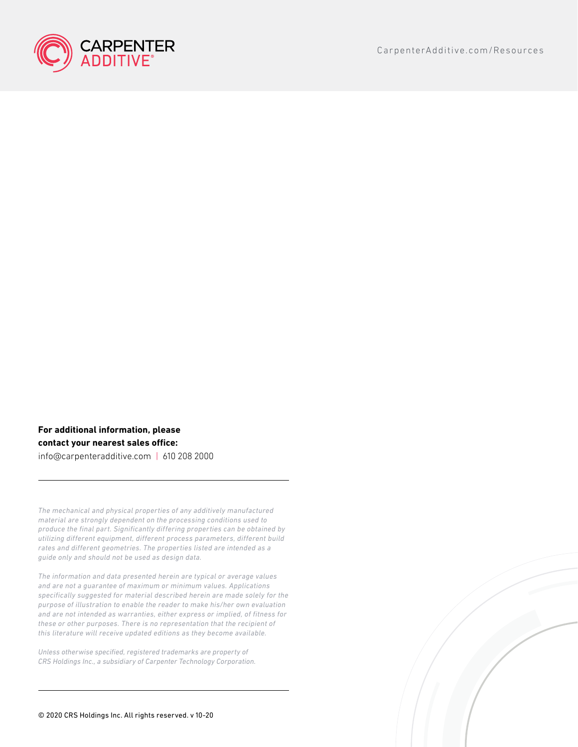**For additional information, please contact your nearest sales office:**

info@carpenteradditive.com | 610 208 2000

*The mechanical and physical properties of any additively manufactured material are strongly dependent on the processing conditions used to produce the final part. Significantly differing properties can be obtained by utilizing different equipment, different process parameters, different build rates and different geometries. The properties listed are intended as a guide only and should not be used as design data.*

*The information and data presented herein are typical or average values and are not a guarantee of maximum or minimum values. Applications specifically suggested for material described herein are made solely for the purpose of illustration to enable the reader to make his/her own evaluation and are not intended as warranties, either express or implied, of fitness for these or other purposes. There is no representation that the recipient of this literature will receive updated editions as they become available.*

*Unless otherwise specified, registered trademarks are property of CRS Holdings Inc., a subsidiary of Carpenter Technology Corporation.*

© 2020 CRS Holdings Inc. All rights reserved. v 10-20